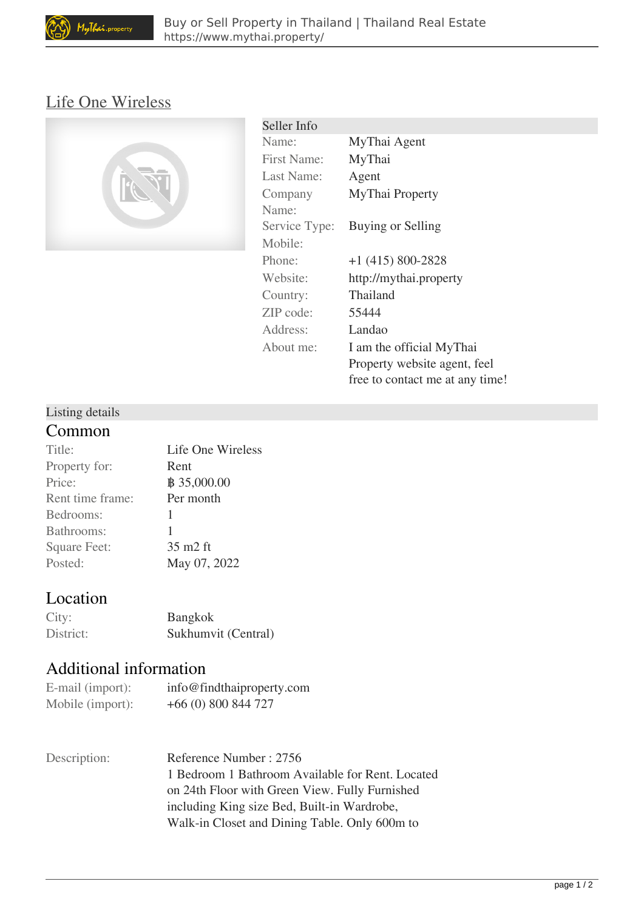# Life One Wireless

## Seller Info

| | |
|---|---|
| Name: | MyThai Agent |
| First Name: | MyThai |
| Last Name: | Agent |
| Company Name: | MyThai Property |
| Service Type: | Buying or Selling |
| Mobile: | |
| Phone: | +1 (415) 800-2828 |
| Website: | http://mythai.property |
| Country: | Thailand |
| ZIP code: | 55444 |
| Address: | Landao |
| About me: | I am the official MyThai Property website agent, feel free to contact me at any time! |

## Listing details

### Common

| | |
|---|---|
| Title: | Life One Wireless |
| Property for: | Rent |
| Price: | ฿ 35,000.00 |
| Rent time frame: | Per month |
| Bedrooms: | 1 |
| Bathrooms: | 1 |
| Square Feet: | 35 m2 ft |
| Posted: | May 07, 2022 |

### Location

| | |
|---|---|
| City: | Bangkok |
| District: | Sukhumvit (Central) |

### Additional information

| | |
|---|---|
| E-mail (import): | info@findthaiproperty.com |
| Mobile (import): | +66 (0) 800 844 727 |

Description: Reference Number : 2756
1 Bedroom 1 Bathroom Available for Rent. Located on 24th Floor with Green View. Fully Furnished including King size Bed, Built-in Wardrobe, Walk-in Closet and Dining Table. Only 600m to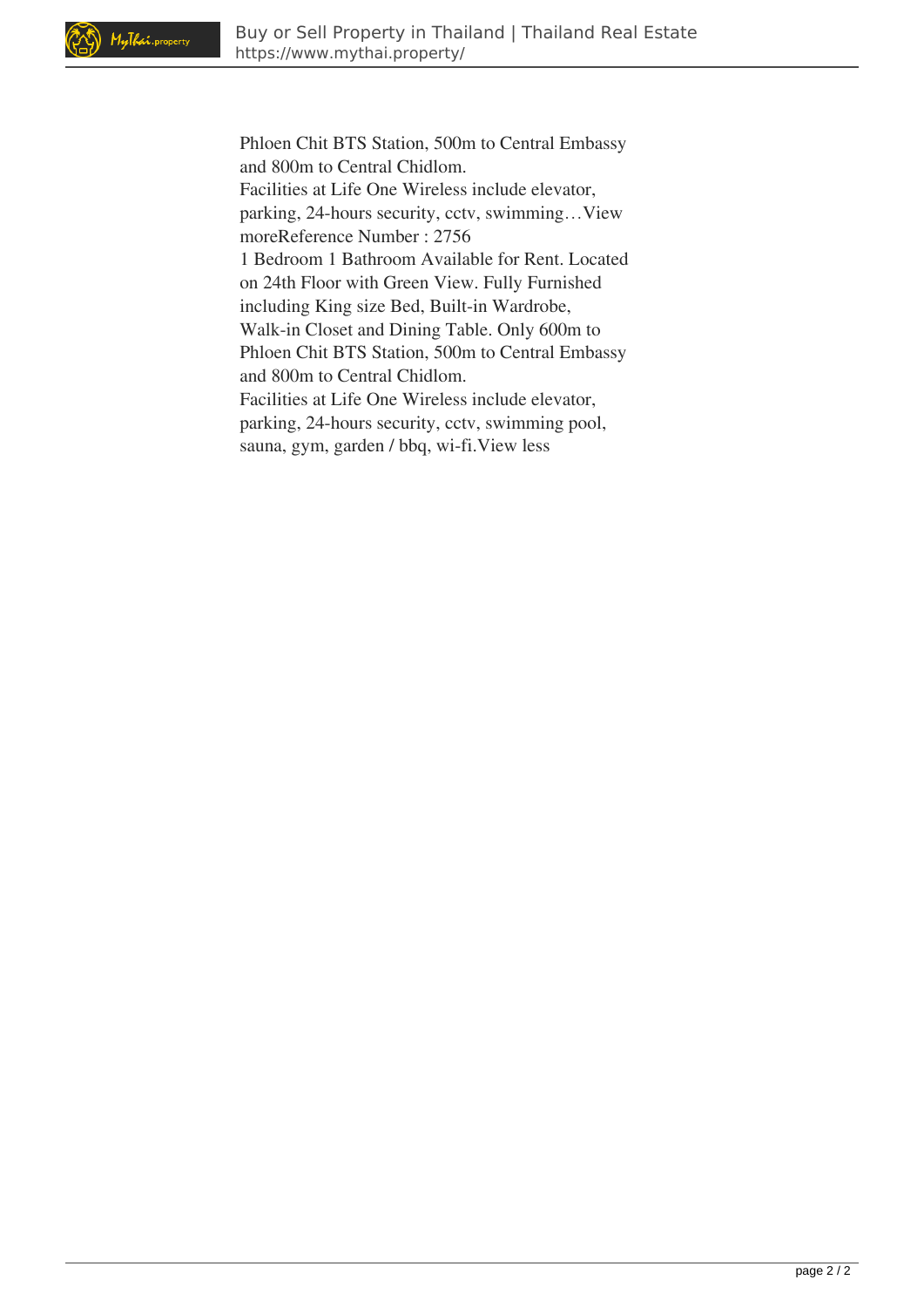Phloen Chit BTS Station, 500m to Central Embassy and 800m to Central Chidlom.
Facilities at Life One Wireless include elevator, parking, 24-hours security, cctv, swimming…View moreReference Number : 2756
1 Bedroom 1 Bathroom Available for Rent. Located on 24th Floor with Green View. Fully Furnished including King size Bed, Built-in Wardrobe, Walk-in Closet and Dining Table. Only 600m to Phloen Chit BTS Station, 500m to Central Embassy and 800m to Central Chidlom.
Facilities at Life One Wireless include elevator, parking, 24-hours security, cctv, swimming pool, sauna, gym, garden / bbq, wi-fi.View less